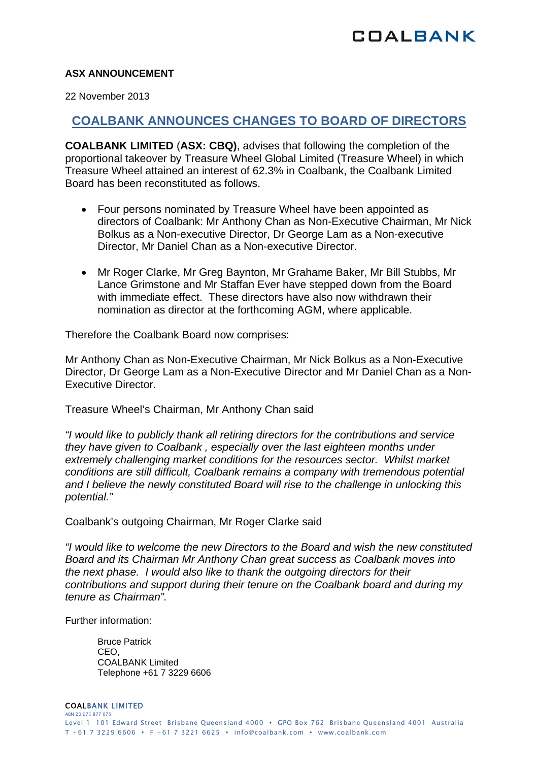COALBANK

**ASX ANNOUNCEMENT**

22 November 2013

## COALBANK ANNOUNCES CHANGES TO BOARD OF DIRECTORS

**COALBANK LIMITED** (**ASX: CBQ)**, advises that following the completion of the proportional takeover by Treasure Wheel Global Limited (Treasure Wheel) in which Treasure Wheel attained an interest of 62.3% in Coalbank, the Coalbank Limited Board has been reconstituted as follows.

- Four persons nominated by Treasure Wheel have been appointed as directors of Coalbank: Mr Anthony Chan as Non-Executive Chairman, Mr Nick Bolkus as a Non-executive Director, Dr George Lam as a Non-executive Director, Mr Daniel Chan as a Non-executive Director.

- Mr Roger Clarke, Mr Greg Baynton, Mr Grahame Baker, Mr Bill Stubbs, Mr Lance Grimstone and Mr Staffan Ever have stepped down from the Board with immediate effect. These directors have also now withdrawn their nomination as director at the forthcoming AGM, where applicable.

Therefore the Coalbank Board now comprises:

Mr Anthony Chan as Non-Executive Chairman, Mr Nick Bolkus as a Non-Executive Director, Dr George Lam as a Non-Executive Director and Mr Daniel Chan as a Non-Executive Director.

Treasure Wheel's Chairman, Mr Anthony Chan said

*"I would like to publicly thank all retiring directors for the contributions and service they have given to Coalbank , especially over the last eighteen months under extremely challenging market conditions for the resources sector. Whilst market conditions are still difficult, Coalbank remains a company with tremendous potential and I believe the newly constituted Board will rise to the challenge in unlocking this potential."*

Coalbank's outgoing Chairman, Mr Roger Clarke said

*"I would like to welcome the new Directors to the Board and wish the new constituted Board and its Chairman Mr Anthony Chan great success as Coalbank moves into the next phase. I would also like to thank the outgoing directors for their contributions and support during their tenure on the Coalbank board and during my tenure as Chairman".*

Further information:

Bruce Patrick
CEO,
COALBANK Limited
Telephone +61 7 3229 6606

COALBANK LIMITED
ABN 20 075 877 075
Level 1 101 Edward Street Brisbane Queensland 4000 • GPO Box 762 Brisbane Queensland 4001 Australia
T +61 7 3229 6606 • F +61 7 3221 6625 • info@coalbank.com • www.coalbank.com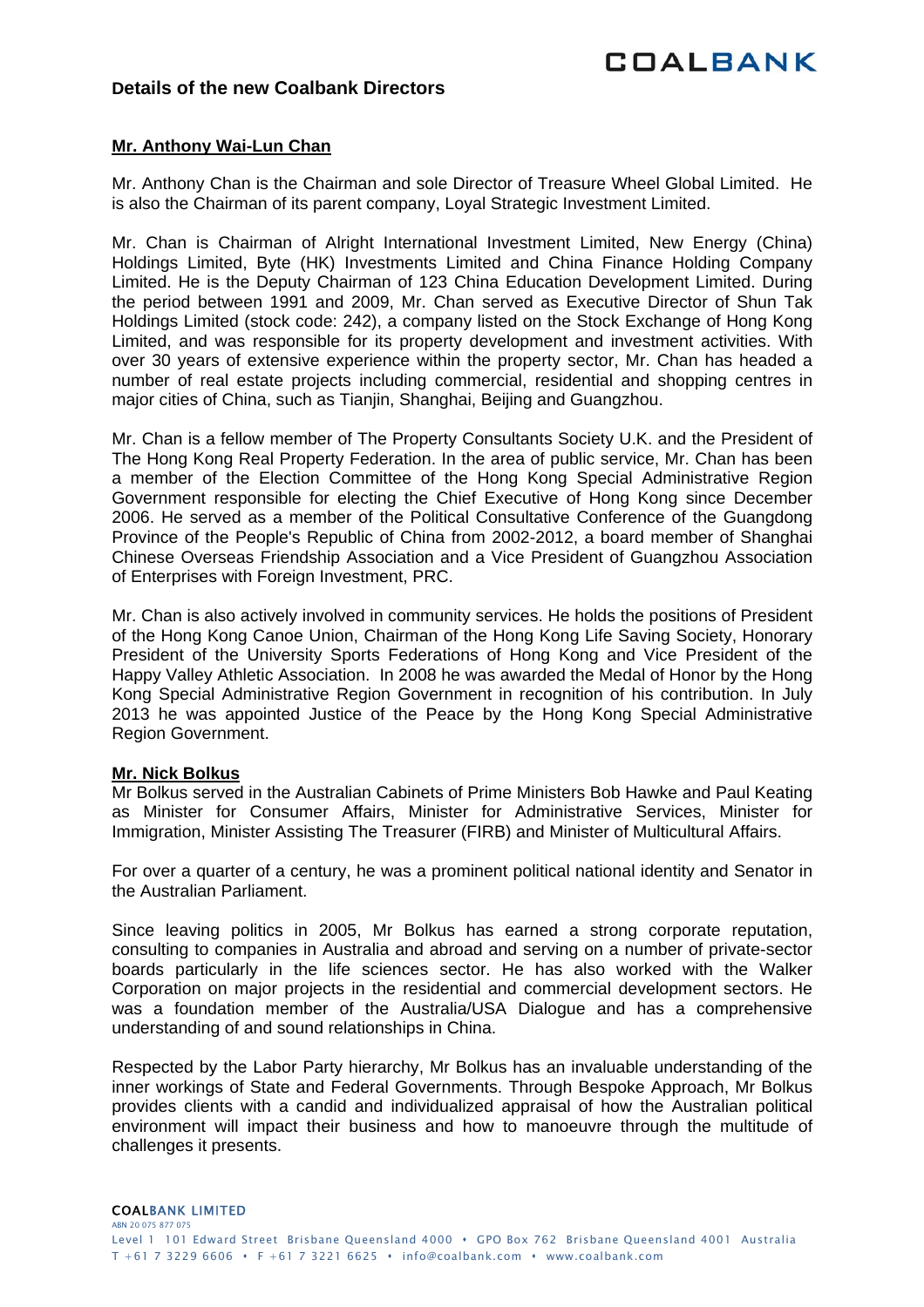## Details of the new Coalbank Directors

**Mr. Anthony Wai-Lun Chan**

Mr. Anthony Chan is the Chairman and sole Director of Treasure Wheel Global Limited. He is also the Chairman of its parent company, Loyal Strategic Investment Limited.

Mr. Chan is Chairman of Alright International Investment Limited, New Energy (China) Holdings Limited, Byte (HK) Investments Limited and China Finance Holding Company Limited. He is the Deputy Chairman of 123 China Education Development Limited. During the period between 1991 and 2009, Mr. Chan served as Executive Director of Shun Tak Holdings Limited (stock code: 242), a company listed on the Stock Exchange of Hong Kong Limited, and was responsible for its property development and investment activities. With over 30 years of extensive experience within the property sector, Mr. Chan has headed a number of real estate projects including commercial, residential and shopping centres in major cities of China, such as Tianjin, Shanghai, Beijing and Guangzhou.

Mr. Chan is a fellow member of The Property Consultants Society U.K. and the President of The Hong Kong Real Property Federation. In the area of public service, Mr. Chan has been a member of the Election Committee of the Hong Kong Special Administrative Region Government responsible for electing the Chief Executive of Hong Kong since December 2006. He served as a member of the Political Consultative Conference of the Guangdong Province of the People's Republic of China from 2002-2012, a board member of Shanghai Chinese Overseas Friendship Association and a Vice President of Guangzhou Association of Enterprises with Foreign Investment, PRC.

Mr. Chan is also actively involved in community services. He holds the positions of President of the Hong Kong Canoe Union, Chairman of the Hong Kong Life Saving Society, Honorary President of the University Sports Federations of Hong Kong and Vice President of the Happy Valley Athletic Association. In 2008 he was awarded the Medal of Honor by the Hong Kong Special Administrative Region Government in recognition of his contribution. In July 2013 he was appointed Justice of the Peace by the Hong Kong Special Administrative Region Government.

**Mr. Nick Bolkus**

Mr Bolkus served in the Australian Cabinets of Prime Ministers Bob Hawke and Paul Keating as Minister for Consumer Affairs, Minister for Administrative Services, Minister for Immigration, Minister Assisting The Treasurer (FIRB) and Minister of Multicultural Affairs.

For over a quarter of a century, he was a prominent political national identity and Senator in the Australian Parliament.

Since leaving politics in 2005, Mr Bolkus has earned a strong corporate reputation, consulting to companies in Australia and abroad and serving on a number of private-sector boards particularly in the life sciences sector. He has also worked with the Walker Corporation on major projects in the residential and commercial development sectors. He was a foundation member of the Australia/USA Dialogue and has a comprehensive understanding of and sound relationships in China.

Respected by the Labor Party hierarchy, Mr Bolkus has an invaluable understanding of the inner workings of State and Federal Governments. Through Bespoke Approach, Mr Bolkus provides clients with a candid and individualized appraisal of how the Australian political environment will impact their business and how to manoeuvre through the multitude of challenges it presents.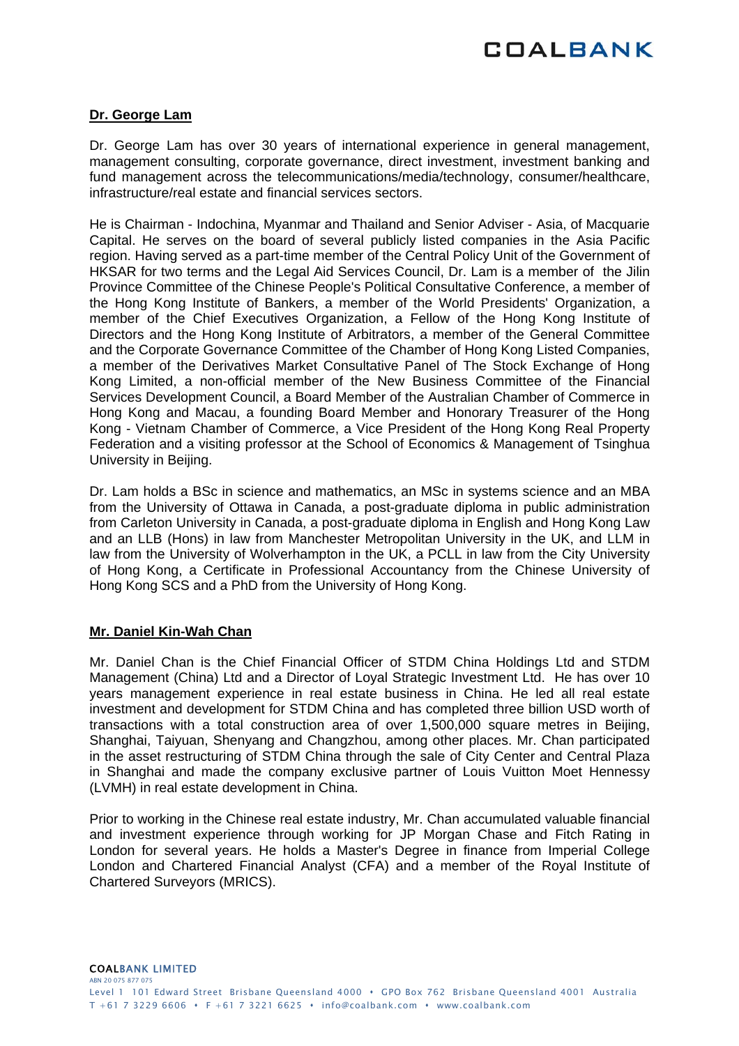## Dr. George Lam

Dr. George Lam has over 30 years of international experience in general management, management consulting, corporate governance, direct investment, investment banking and fund management across the telecommunications/media/technology, consumer/healthcare, infrastructure/real estate and financial services sectors.

He is Chairman - Indochina, Myanmar and Thailand and Senior Adviser - Asia, of Macquarie Capital. He serves on the board of several publicly listed companies in the Asia Pacific region. Having served as a part-time member of the Central Policy Unit of the Government of HKSAR for two terms and the Legal Aid Services Council, Dr. Lam is a member of the Jilin Province Committee of the Chinese People's Political Consultative Conference, a member of the Hong Kong Institute of Bankers, a member of the World Presidents' Organization, a member of the Chief Executives Organization, a Fellow of the Hong Kong Institute of Directors and the Hong Kong Institute of Arbitrators, a member of the General Committee and the Corporate Governance Committee of the Chamber of Hong Kong Listed Companies, a member of the Derivatives Market Consultative Panel of The Stock Exchange of Hong Kong Limited, a non-official member of the New Business Committee of the Financial Services Development Council, a Board Member of the Australian Chamber of Commerce in Hong Kong and Macau, a founding Board Member and Honorary Treasurer of the Hong Kong - Vietnam Chamber of Commerce, a Vice President of the Hong Kong Real Property Federation and a visiting professor at the School of Economics & Management of Tsinghua University in Beijing.

Dr. Lam holds a BSc in science and mathematics, an MSc in systems science and an MBA from the University of Ottawa in Canada, a post-graduate diploma in public administration from Carleton University in Canada, a post-graduate diploma in English and Hong Kong Law and an LLB (Hons) in law from Manchester Metropolitan University in the UK, and LLM in law from the University of Wolverhampton in the UK, a PCLL in law from the City University of Hong Kong, a Certificate in Professional Accountancy from the Chinese University of Hong Kong SCS and a PhD from the University of Hong Kong.

## Mr. Daniel Kin-Wah Chan

Mr. Daniel Chan is the Chief Financial Officer of STDM China Holdings Ltd and STDM Management (China) Ltd and a Director of Loyal Strategic Investment Ltd. He has over 10 years management experience in real estate business in China. He led all real estate investment and development for STDM China and has completed three billion USD worth of transactions with a total construction area of over 1,500,000 square metres in Beijing, Shanghai, Taiyuan, Shenyang and Changzhou, among other places. Mr. Chan participated in the asset restructuring of STDM China through the sale of City Center and Central Plaza in Shanghai and made the company exclusive partner of Louis Vuitton Moet Hennessy (LVMH) in real estate development in China.

Prior to working in the Chinese real estate industry, Mr. Chan accumulated valuable financial and investment experience through working for JP Morgan Chase and Fitch Rating in London for several years. He holds a Master's Degree in finance from Imperial College London and Chartered Financial Analyst (CFA) and a member of the Royal Institute of Chartered Surveyors (MRICS).